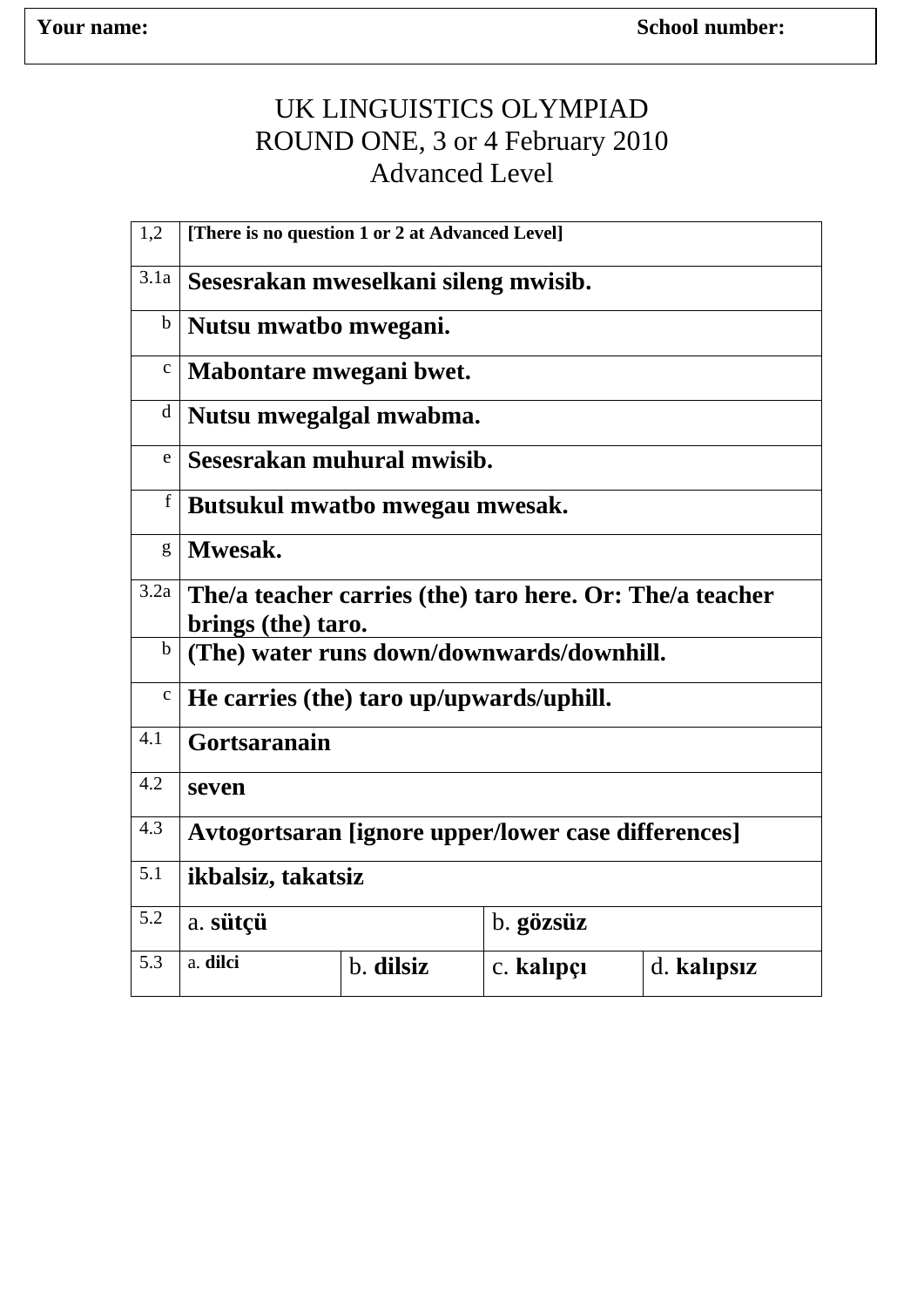| **Your name:** | **School number:** |
|---|---|

# UK LINGUISTICS OLYMPIAD
## ROUND ONE, 3 or 4 February 2010
## Advanced Level

| | | | | |
|---|---|---|---|---|
| 1,2 | **[There is no question 1 or 2 at Advanced Level]** | | | |
| 3.1a | **Sesesrakan mweselkani sileng mwisib.** | | | |
| b | **Nutsu mwatbo mwegani.** | | | |
| c | **Mabontare mwegani bwet.** | | | |
| d | **Nutsu mwegalgal mwabma.** | | | |
| e | **Sesesrakan muhural mwisib.** | | | |
| f | **Butsukul mwatbo mwegau mwesak.** | | | |
| g | **Mwesak.** | | | |
| 3.2a | **The/a teacher carries (the) taro here. Or: The/a teacher brings (the) taro.** | | | |
| b | **(The) water runs down/downwards/downhill.** | | | |
| c | **He carries (the) taro up/upwards/uphill.** | | | |
| 4.1 | **Gortsaranain** | | | |
| 4.2 | **seven** | | | |
| 4.3 | **Avtogortsaran [ignore upper/lower case differences]** | | | |
| 5.1 | **ikbalsiz, takatsiz** | | | |
| 5.2 | a. **sütçü** | | b. **gözsüz** | |
| 5.3 | a. **dilci** | b. **dilsiz** | c. **kalıpçı** | d. **kalıpsız** |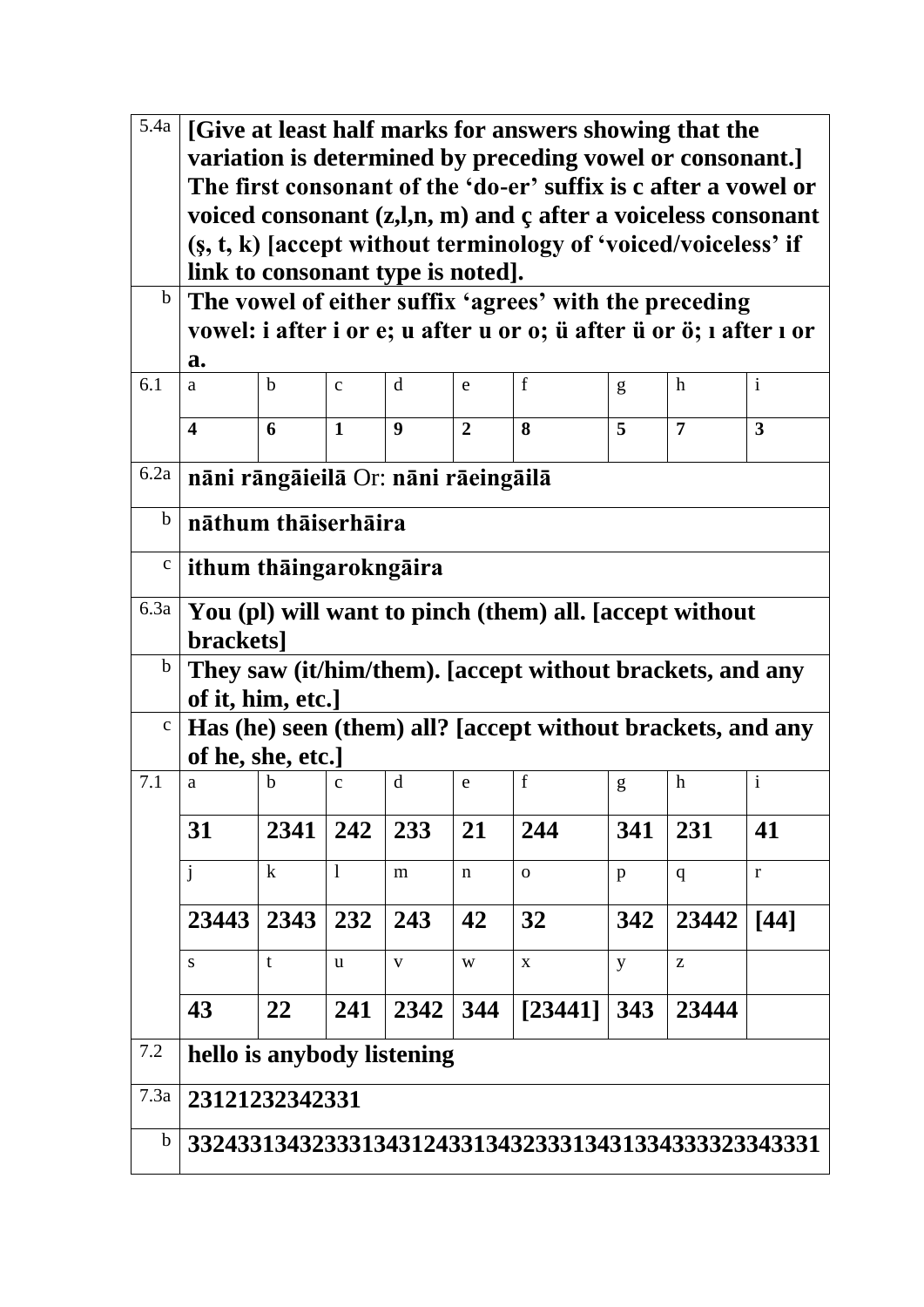| | | | | | | | | | |
|---|---|---|---|---|---|---|---|---|---|
| 5.4a | **[Give at least half marks for answers showing that the variation is determined by preceding vowel or consonant.] The first consonant of the 'do-er' suffix is c after a vowel or voiced consonant (z,l,n, m) and ç after a voiceless consonant (ş, t, k) [accept without terminology of 'voiced/voiceless' if link to consonant type is noted].** | | | | | | | | |
| b | **The vowel of either suffix 'agrees' with the preceding vowel: i after i or e; u after u or o; ü after ü or ö; ı after ı or a.** | | | | | | | | |
| 6.1 | a | b | c | d | e | f | g | h | i |
| | **4** | **6** | **1** | **9** | **2** | **8** | **5** | **7** | **3** |
| 6.2a | **nāni rāngāieilā** Or: **nāni rāeingāilā** | | | | | | | | |
| b | **nāthum thāiserhāira** | | | | | | | | |
| c | **ithum thāingarokngāira** | | | | | | | | |
| 6.3a | **You (pl) will want to pinch (them) all. [accept without brackets]** | | | | | | | | |
| b | **They saw (it/him/them). [accept without brackets, and any of it, him, etc.]** | | | | | | | | |
| c | **Has (he) seen (them) all? [accept without brackets, and any of he, she, etc.]** | | | | | | | | |
| 7.1 | a | b | c | d | e | f | g | h | i |
| | **31** | **2341** | **242** | **233** | **21** | **244** | **341** | **231** | **41** |
| | j | k | l | m | n | o | p | q | r |
| | **23443** | **2343** | **232** | **243** | **42** | **32** | **342** | **23442** | **[44]** |
| | s | t | u | v | w | x | y | z | |
| | **43** | **22** | **241** | **2342** | **344** | **[23441]** | **343** | **23444** | |
| 7.2 | **hello is anybody listening** | | | | | | | | |
| 7.3a | **23121232342331** | | | | | | | | |
| b | **33243313432333134312433134323331343133433332334333 1** | | | | | | | | |